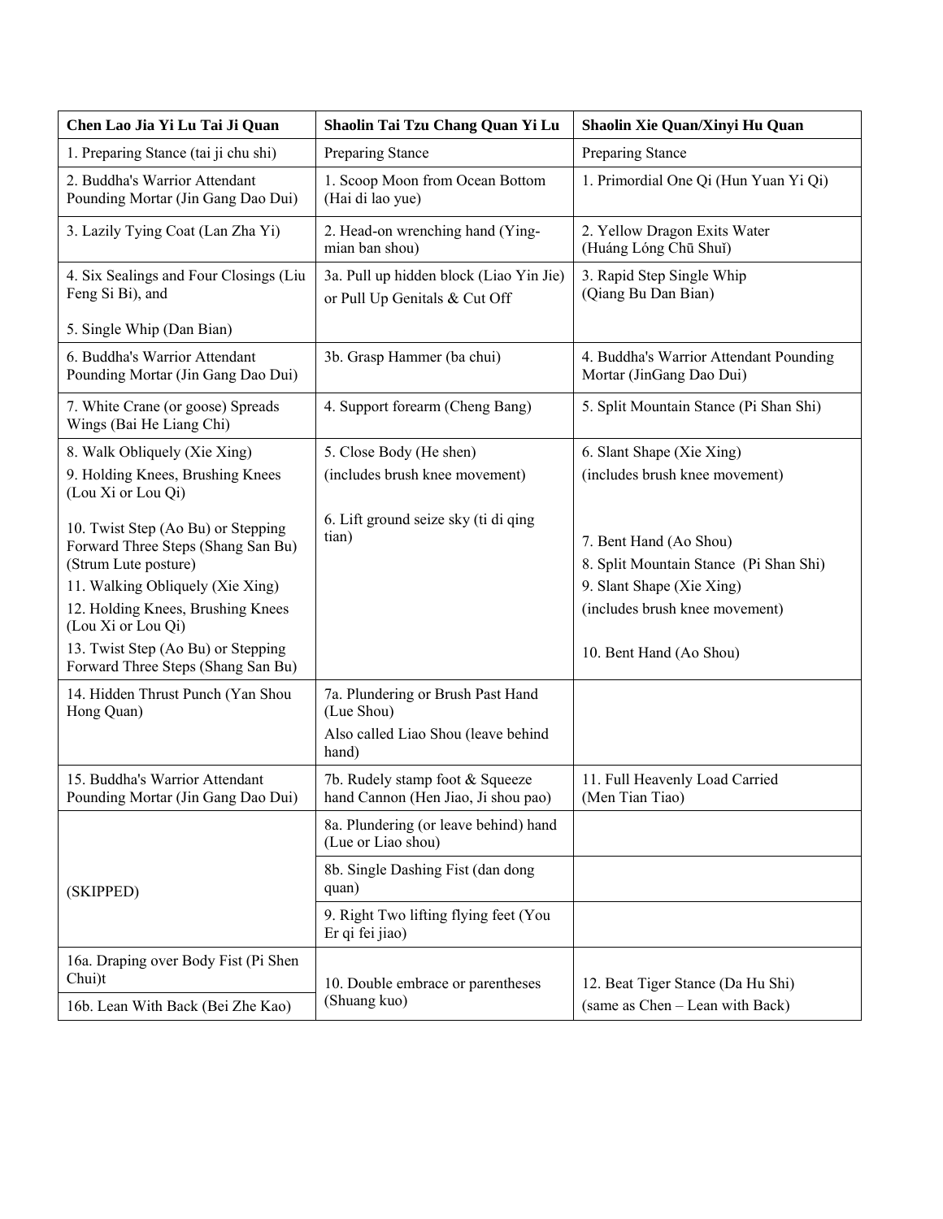| Chen Lao Jia Yi Lu Tai Ji Quan | Shaolin Tai Tzu Chang Quan Yi Lu | Shaolin Xie Quan/Xinyi Hu Quan |
|---|---|---|
| 1. Preparing Stance (tai ji chu shi) | Preparing Stance | Preparing Stance |
| 2. Buddha's Warrior Attendant Pounding Mortar (Jin Gang Dao Dui) | 1. Scoop Moon from Ocean Bottom (Hai di lao yue) | 1. Primordial One Qi (Hun Yuan Yi Qi) |
| 3. Lazily Tying Coat (Lan Zha Yi) | 2. Head-on wrenching hand (Ying-mian ban shou) | 2. Yellow Dragon Exits Water (Huáng Lóng Chū Shuǐ) |
| 4. Six Sealings and Four Closings (Liu Feng Si Bi), and<br><br>5. Single Whip (Dan Bian) | 3a. Pull up hidden block (Liao Yin Jie) or Pull Up Genitals & Cut Off | 3. Rapid Step Single Whip (Qiang Bu Dan Bian) |
| 6. Buddha's Warrior Attendant Pounding Mortar (Jin Gang Dao Dui) | 3b. Grasp Hammer (ba chui) | 4. Buddha's Warrior Attendant Pounding Mortar (JinGang Dao Dui) |
| 7. White Crane (or goose) Spreads Wings (Bai He Liang Chi) | 4. Support forearm (Cheng Bang) | 5. Split Mountain Stance (Pi Shan Shi) |
| 8. Walk Obliquely (Xie Xing)<br>9. Holding Knees, Brushing Knees (Lou Xi or Lou Qi)<br><br>10. Twist Step (Ao Bu) or Stepping Forward Three Steps (Shang San Bu) (Strum Lute posture)<br>11. Walking Obliquely (Xie Xing)<br>12. Holding Knees, Brushing Knees (Lou Xi or Lou Qi)<br>13. Twist Step (Ao Bu) or Stepping Forward Three Steps (Shang San Bu) | 5. Close Body (He shen)<br>(includes brush knee movement)<br><br>6. Lift ground seize sky (ti di qing tian) | 6. Slant Shape (Xie Xing)<br>(includes brush knee movement)<br><br>7. Bent Hand (Ao Shou)<br>8. Split Mountain Stance (Pi Shan Shi)<br>9. Slant Shape (Xie Xing)<br>(includes brush knee movement)<br><br>10. Bent Hand (Ao Shou) |
| 14. Hidden Thrust Punch (Yan Shou Hong Quan) | 7a. Plundering or Brush Past Hand (Lue Shou)<br>Also called Liao Shou (leave behind hand) | |
| 15. Buddha's Warrior Attendant Pounding Mortar (Jin Gang Dao Dui) | 7b. Rudely stamp foot & Squeeze hand Cannon (Hen Jiao, Ji shou pao) | 11. Full Heavenly Load Carried (Men Tian Tiao) |
| (SKIPPED) | 8a. Plundering (or leave behind) hand (Lue or Liao shou) | |
| | 8b. Single Dashing Fist (dan dong quan) | |
| | 9. Right Two lifting flying feet (You Er qi fei jiao) | |
| 16a. Draping over Body Fist (Pi Shen Chui)t<br>16b. Lean With Back (Bei Zhe Kao) | 10. Double embrace or parentheses (Shuang kuo) | 12. Beat Tiger Stance (Da Hu Shi)<br>(same as Chen – Lean with Back) |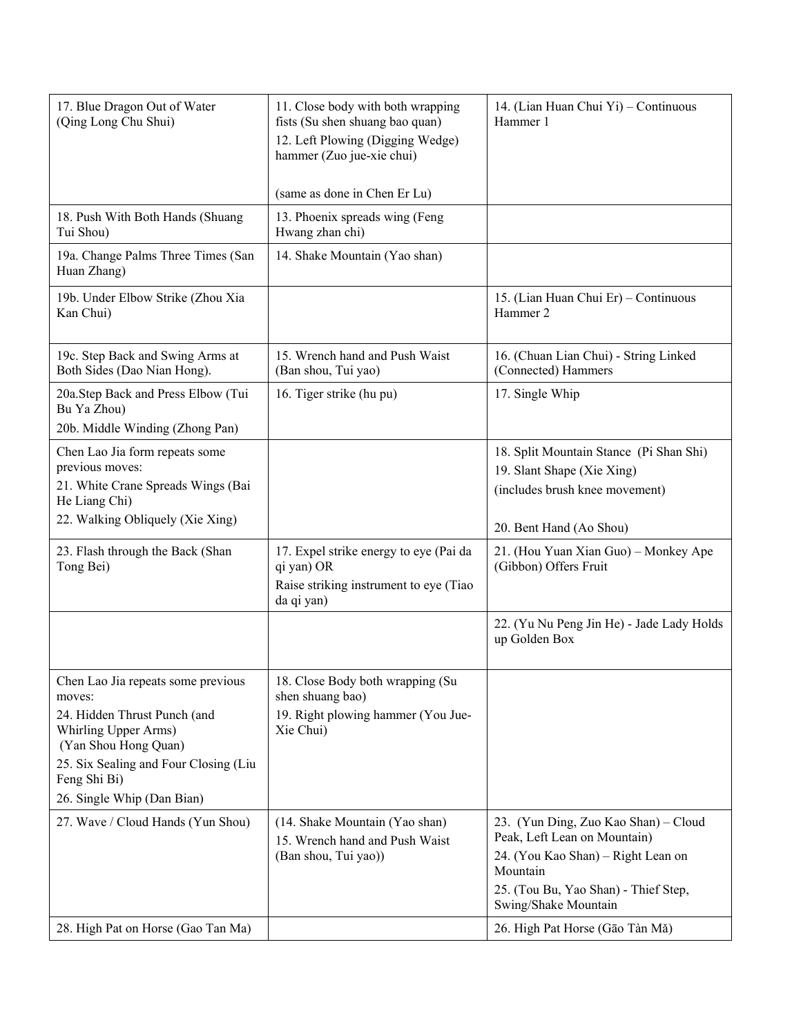| | | |
|---|---|---|
| 17. Blue Dragon Out of Water (Qing Long Chu Shui) | 11. Close body with both wrapping fists (Su shen shuang bao quan)<br>12. Left Plowing (Digging Wedge) hammer (Zuo jue-xie chui)<br><br>(same as done in Chen Er Lu) | 14. (Lian Huan Chui Yi) – Continuous Hammer 1 |
| 18. Push With Both Hands (Shuang Tui Shou) | 13. Phoenix spreads wing (Feng Hwang zhan chi) | |
| 19a. Change Palms Three Times (San Huan Zhang) | 14. Shake Mountain (Yao shan) | |
| 19b. Under Elbow Strike (Zhou Xia Kan Chui) | | 15. (Lian Huan Chui Er) – Continuous Hammer 2 |
| 19c. Step Back and Swing Arms at Both Sides (Dao Nian Hong). | 15. Wrench hand and Push Waist (Ban shou, Tui yao) | 16. (Chuan Lian Chui) - String Linked (Connected) Hammers |
| 20a.Step Back and Press Elbow (Tui Bu Ya Zhou)<br>20b. Middle Winding (Zhong Pan) | 16. Tiger strike (hu pu) | 17. Single Whip |
| Chen Lao Jia form repeats some previous moves:<br>21. White Crane Spreads Wings (Bai He Liang Chi)<br>22. Walking Obliquely (Xie Xing) | | 18. Split Mountain Stance (Pi Shan Shi)<br>19. Slant Shape (Xie Xing)<br>(includes brush knee movement)<br><br>20. Bent Hand (Ao Shou) |
| 23. Flash through the Back (Shan Tong Bei) | 17. Expel strike energy to eye (Pai da qi yan) OR<br>Raise striking instrument to eye (Tiao da qi yan) | 21. (Hou Yuan Xian Guo) – Monkey Ape (Gibbon) Offers Fruit |
| | | 22. (Yu Nu Peng Jin He) - Jade Lady Holds up Golden Box |
| Chen Lao Jia repeats some previous moves:<br>24. Hidden Thrust Punch (and Whirling Upper Arms)<br>(Yan Shou Hong Quan)<br>25. Six Sealing and Four Closing (Liu Feng Shi Bi)<br>26. Single Whip (Dan Bian) | 18. Close Body both wrapping (Su shen shuang bao)<br>19. Right plowing hammer (You Jue-Xie Chui) | |
| 27. Wave / Cloud Hands (Yun Shou) | (14. Shake Mountain (Yao shan)<br>15. Wrench hand and Push Waist (Ban shou, Tui yao)) | 23. (Yun Ding, Zuo Kao Shan) – Cloud Peak, Left Lean on Mountain)<br>24. (You Kao Shan) – Right Lean on Mountain<br>25. (Tou Bu, Yao Shan) - Thief Step, Swing/Shake Mountain |
| 28. High Pat on Horse (Gao Tan Ma) | | 26. High Pat Horse (Gāo Tàn Mǎ) |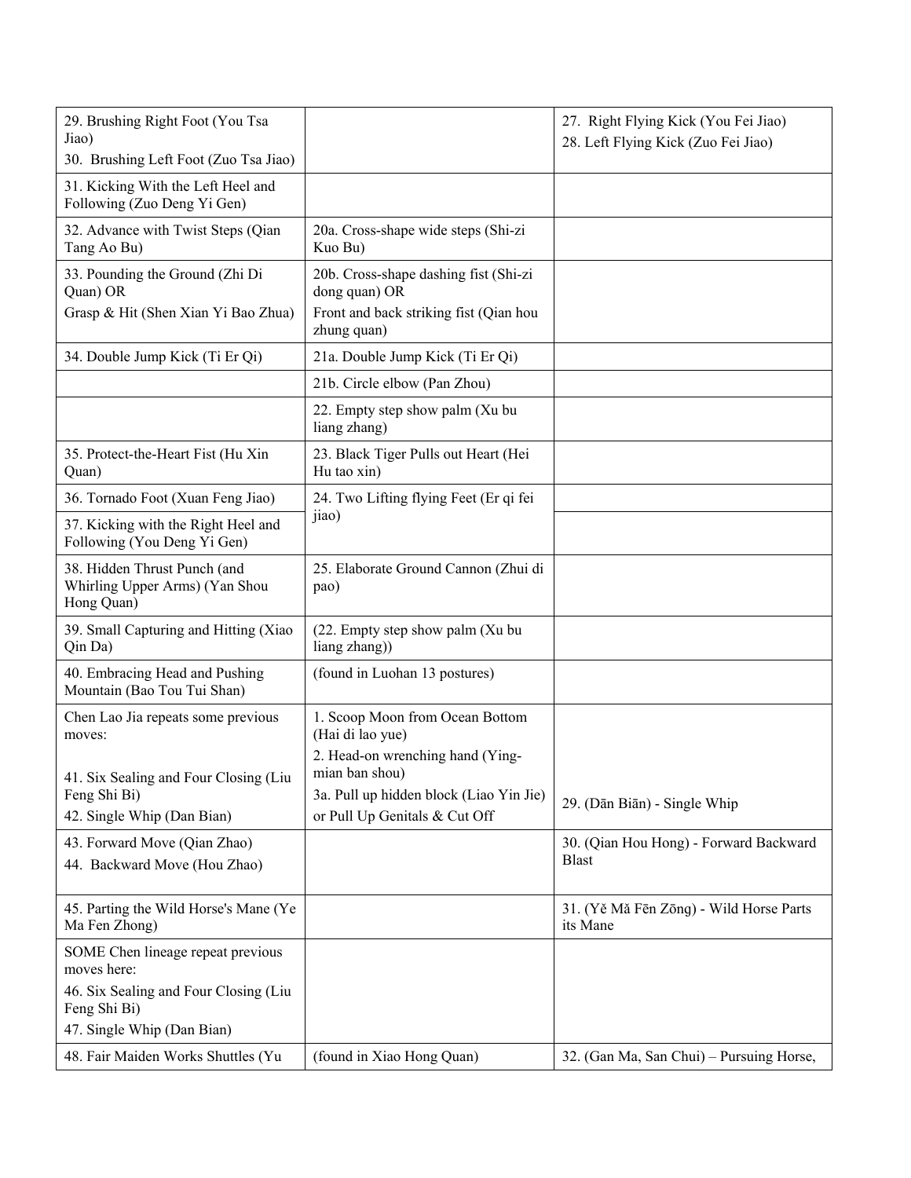| | | |
|---|---|---|
| 29. Brushing Right Foot (You Tsa Jiao)<br>30. Brushing Left Foot (Zuo Tsa Jiao) | | 27. Right Flying Kick (You Fei Jiao)<br>28. Left Flying Kick (Zuo Fei Jiao) |
| 31. Kicking With the Left Heel and Following (Zuo Deng Yi Gen) | | |
| 32. Advance with Twist Steps (Qian Tang Ao Bu) | 20a. Cross-shape wide steps (Shi-zi Kuo Bu) | |
| 33. Pounding the Ground (Zhi Di Quan) OR<br>Grasp & Hit (Shen Xian Yi Bao Zhua) | 20b. Cross-shape dashing fist (Shi-zi dong quan) OR<br>Front and back striking fist (Qian hou zhung quan) | |
| 34. Double Jump Kick (Ti Er Qi) | 21a. Double Jump Kick (Ti Er Qi) | |
| | 21b. Circle elbow (Pan Zhou) | |
| | 22. Empty step show palm (Xu bu liang zhang) | |
| 35. Protect-the-Heart Fist (Hu Xin Quan) | 23. Black Tiger Pulls out Heart (Hei Hu tao xin) | |
| 36. Tornado Foot (Xuan Feng Jiao) | 24. Two Lifting flying Feet (Er qi fei jiao) | |
| 37. Kicking with the Right Heel and Following (You Deng Yi Gen) | | |
| 38. Hidden Thrust Punch (and Whirling Upper Arms) (Yan Shou Hong Quan) | 25. Elaborate Ground Cannon (Zhui di pao) | |
| 39. Small Capturing and Hitting (Xiao Qin Da) | (22. Empty step show palm (Xu bu liang zhang)) | |
| 40. Embracing Head and Pushing Mountain (Bao Tou Tui Shan) | (found in Luohan 13 postures) | |
| Chen Lao Jia repeats some previous moves:<br><br>41. Six Sealing and Four Closing (Liu Feng Shi Bi)<br>42. Single Whip (Dan Bian) | 1. Scoop Moon from Ocean Bottom (Hai di lao yue)<br>2. Head-on wrenching hand (Ying-mian ban shou)<br>3a. Pull up hidden block (Liao Yin Jie) or Pull Up Genitals & Cut Off | 29. (Dān Biān) - Single Whip |
| 43. Forward Move (Qian Zhao)<br>44. Backward Move (Hou Zhao) | | 30. (Qian Hou Hong) - Forward Backward Blast |
| 45. Parting the Wild Horse's Mane (Ye Ma Fen Zhong) | | 31. (Yě Mǎ Fēn Zōng) - Wild Horse Parts its Mane |
| SOME Chen lineage repeat previous moves here:<br>46. Six Sealing and Four Closing (Liu Feng Shi Bi)<br>47. Single Whip (Dan Bian) | | |
| 48. Fair Maiden Works Shuttles (Yu | (found in Xiao Hong Quan) | 32. (Gan Ma, San Chui) – Pursuing Horse, |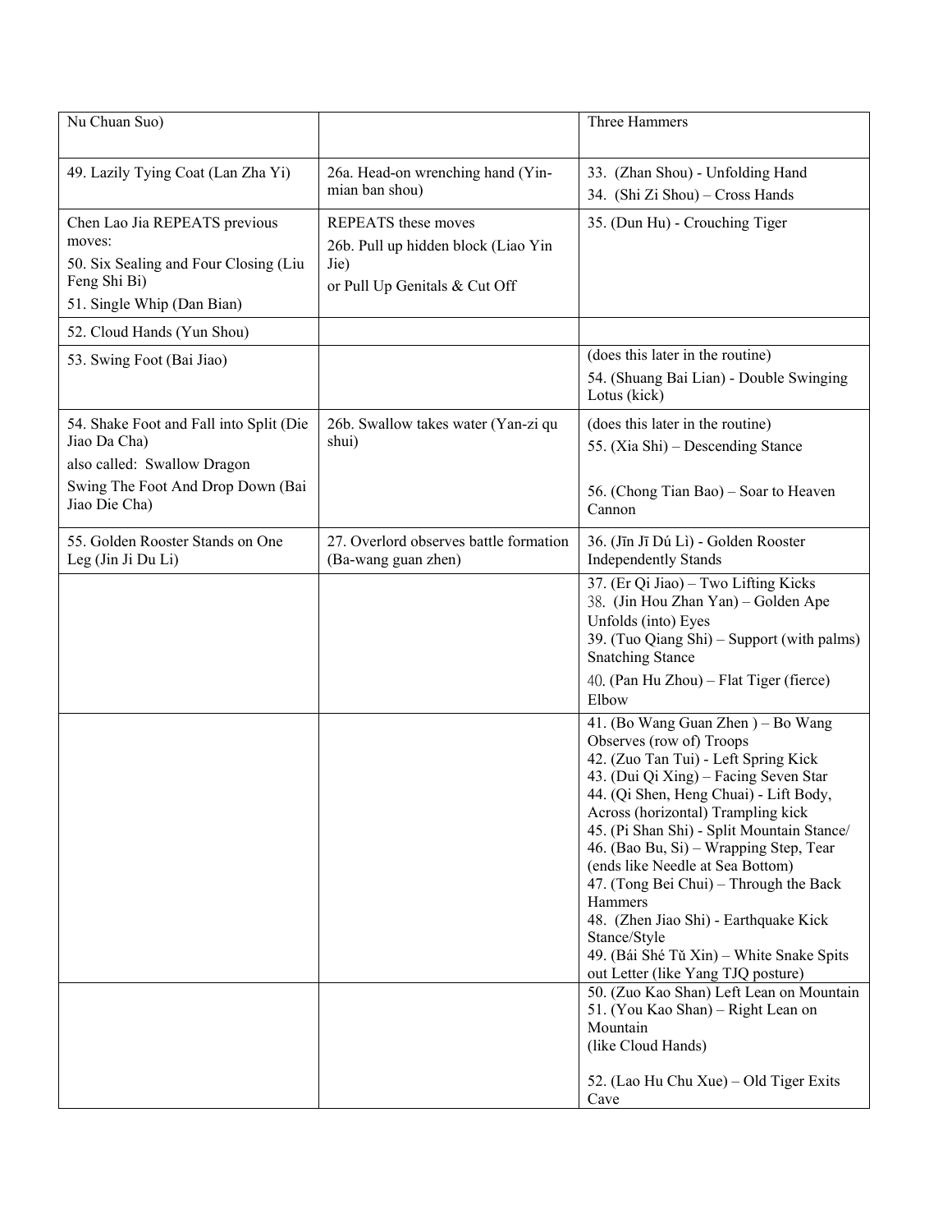| | | |
|---|---|---|
| Nu Chuan Suo) | | Three Hammers |
| 49. Lazily Tying Coat (Lan Zha Yi) | 26a. Head-on wrenching hand (Yin-mian ban shou) | 33. (Zhan Shou) - Unfolding Hand<br>34. (Shi Zi Shou) – Cross Hands |
| Chen Lao Jia REPEATS previous moves:<br>50. Six Sealing and Four Closing (Liu Feng Shi Bi)<br>51. Single Whip (Dan Bian) | REPEATS these moves<br>26b. Pull up hidden block (Liao Yin Jie)<br>or Pull Up Genitals & Cut Off | 35. (Dun Hu) - Crouching Tiger |
| 52. Cloud Hands (Yun Shou) | | |
| 53. Swing Foot (Bai Jiao) | | (does this later in the routine)<br>54. (Shuang Bai Lian) - Double Swinging Lotus (kick) |
| 54. Shake Foot and Fall into Split (Die Jiao Da Cha)<br>also called: Swallow Dragon<br>Swing The Foot And Drop Down (Bai Jiao Die Cha) | 26b. Swallow takes water (Yan-zi qu shui) | (does this later in the routine)<br>55. (Xia Shi) – Descending Stance<br><br>56. (Chong Tian Bao) – Soar to Heaven Cannon |
| 55. Golden Rooster Stands on One Leg (Jin Ji Du Li) | 27. Overlord observes battle formation (Ba-wang guan zhen) | 36. (Jīn Jī Dú Lì) - Golden Rooster Independently Stands |
| | | 37. (Er Qi Jiao) – Two Lifting Kicks<br>38. (Jin Hou Zhan Yan) – Golden Ape Unfolds (into) Eyes<br>39. (Tuo Qiang Shi) – Support (with palms) Snatching Stance<br>40. (Pan Hu Zhou) – Flat Tiger (fierce) Elbow |
| | | 41. (Bo Wang Guan Zhen ) – Bo Wang Observes (row of) Troops<br>42. (Zuo Tan Tui) - Left Spring Kick<br>43. (Dui Qi Xing) – Facing Seven Star<br>44. (Qi Shen, Heng Chuai) - Lift Body, Across (horizontal) Trampling kick<br>45. (Pi Shan Shi) - Split Mountain Stance/<br>46. (Bao Bu, Si) – Wrapping Step, Tear (ends like Needle at Sea Bottom)<br>47. (Tong Bei Chui) – Through the Back Hammers<br>48. (Zhen Jiao Shi) - Earthquake Kick Stance/Style<br>49. (Bái Shé Tǔ Xin) – White Snake Spits out Letter (like Yang TJQ posture) |
| | | 50. (Zuo Kao Shan) Left Lean on Mountain<br>51. (You Kao Shan) – Right Lean on Mountain<br>(like Cloud Hands)<br><br>52. (Lao Hu Chu Xue) – Old Tiger Exits Cave |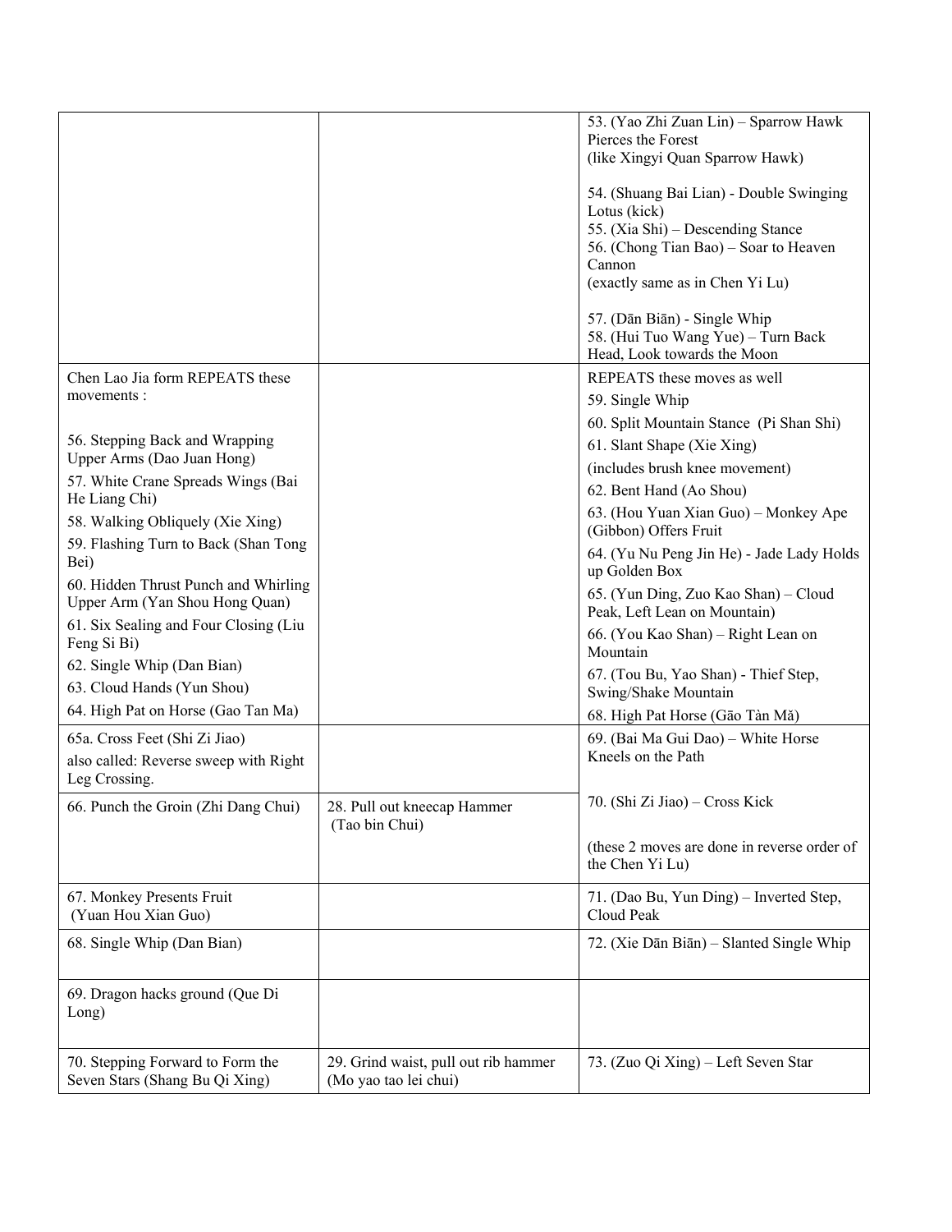| | | |
|---|---|---|
| | | 53. (Yao Zhi Zuan Lin) – Sparrow Hawk Pierces the Forest<br>(like Xingyi Quan Sparrow Hawk)<br><br>54. (Shuang Bai Lian) - Double Swinging Lotus (kick)<br>55. (Xia Shi) – Descending Stance<br>56. (Chong Tian Bao) – Soar to Heaven Cannon<br>(exactly same as in Chen Yi Lu)<br><br>57. (Dān Biān) - Single Whip<br>58. (Hui Tuo Wang Yue) – Turn Back Head, Look towards the Moon |
| Chen Lao Jia form REPEATS these movements :<br><br>56. Stepping Back and Wrapping Upper Arms (Dao Juan Hong)<br>57. White Crane Spreads Wings (Bai He Liang Chi)<br>58. Walking Obliquely (Xie Xing)<br>59. Flashing Turn to Back (Shan Tong Bei)<br>60. Hidden Thrust Punch and Whirling Upper Arm (Yan Shou Hong Quan)<br>61. Six Sealing and Four Closing (Liu Feng Si Bi)<br>62. Single Whip (Dan Bian)<br>63. Cloud Hands (Yun Shou)<br>64. High Pat on Horse (Gao Tan Ma) | | REPEATS these moves as well<br>59. Single Whip<br>60. Split Mountain Stance (Pi Shan Shi)<br>61. Slant Shape (Xie Xing)<br>(includes brush knee movement)<br>62. Bent Hand (Ao Shou)<br>63. (Hou Yuan Xian Guo) – Monkey Ape (Gibbon) Offers Fruit<br>64. (Yu Nu Peng Jin He) - Jade Lady Holds up Golden Box<br>65. (Yun Ding, Zuo Kao Shan) – Cloud Peak, Left Lean on Mountain)<br>66. (You Kao Shan) – Right Lean on Mountain<br>67. (Tou Bu, Yao Shan) - Thief Step, Swing/Shake Mountain<br>68. High Pat Horse (Gāo Tàn Mǎ) |
| 65a. Cross Feet (Shi Zi Jiao)<br>also called: Reverse sweep with Right Leg Crossing. | | 69. (Bai Ma Gui Dao) – White Horse Kneels on the Path |
| 66. Punch the Groin (Zhi Dang Chui) | 28. Pull out kneecap Hammer (Tao bin Chui) | 70. (Shi Zi Jiao) – Cross Kick<br><br>(these 2 moves are done in reverse order of the Chen Yi Lu) |
| 67. Monkey Presents Fruit (Yuan Hou Xian Guo) | | 71. (Dao Bu, Yun Ding) – Inverted Step, Cloud Peak |
| 68. Single Whip (Dan Bian) | | 72. (Xie Dān Biān) – Slanted Single Whip |
| 69. Dragon hacks ground (Que Di Long) | | |
| 70. Stepping Forward to Form the Seven Stars (Shang Bu Qi Xing) | 29. Grind waist, pull out rib hammer (Mo yao tao lei chui) | 73. (Zuo Qi Xing) – Left Seven Star |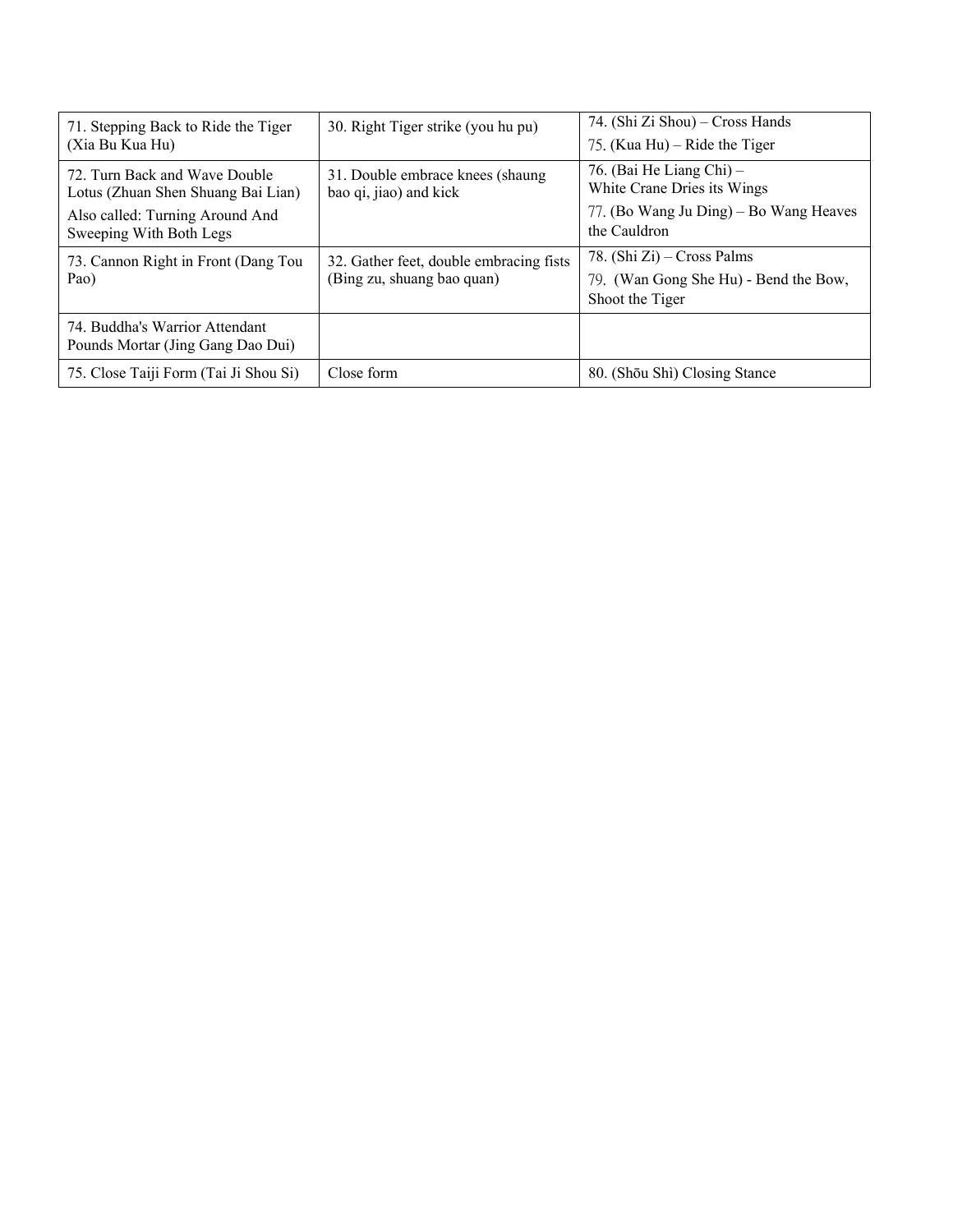| | | |
|---|---|---|
| 71. Stepping Back to Ride the Tiger (Xia Bu Kua Hu) | 30. Right Tiger strike (you hu pu) | 74. (Shi Zi Shou) – Cross Hands<br>75. (Kua Hu) – Ride the Tiger |
| 72. Turn Back and Wave Double Lotus (Zhuan Shen Shuang Bai Lian)<br>Also called: Turning Around And Sweeping With Both Legs | 31. Double embrace knees (shaung bao qi, jiao) and kick | 76. (Bai He Liang Chi) – White Crane Dries its Wings<br>77. (Bo Wang Ju Ding) – Bo Wang Heaves the Cauldron |
| 73. Cannon Right in Front (Dang Tou Pao) | 32. Gather feet, double embracing fists (Bing zu, shuang bao quan) | 78. (Shi Zi) – Cross Palms<br>79. (Wan Gong She Hu) - Bend the Bow, Shoot the Tiger |
| 74. Buddha's Warrior Attendant Pounds Mortar (Jing Gang Dao Dui) | | |
| 75. Close Taiji Form (Tai Ji Shou Si) | Close form | 80. (Shōu Shì) Closing Stance |